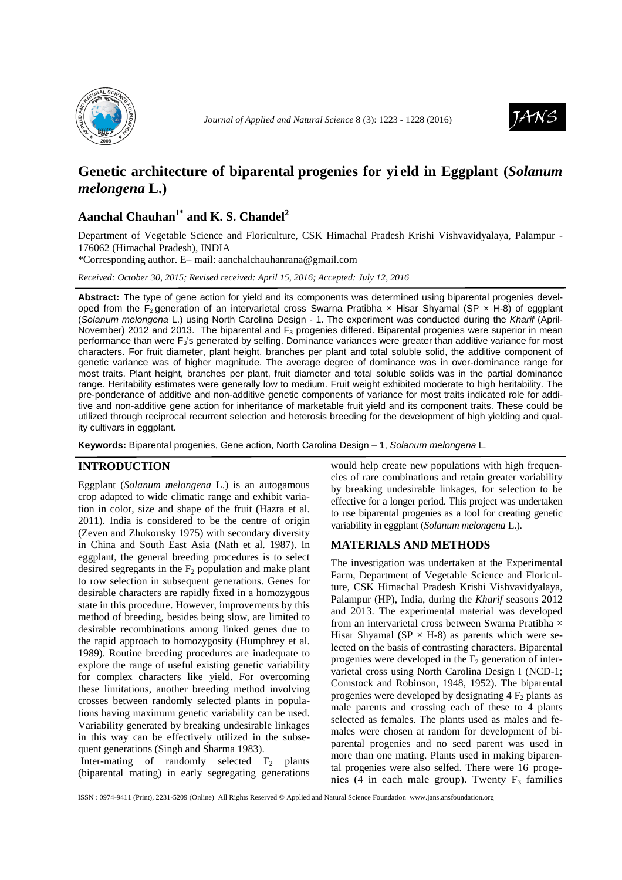# Genetic architecture of biparental progenies for yield in Eggplant (*Solanum melongena* L.)

## Aanchal Chauhan[1*] and K. S. Chandel[2]

Department of Vegetable Science and Floriculture, CSK Himachal Pradesh Krishi Vishvavidyalaya, Palampur - 176062 (Himachal Pradesh), INDIA

*Corresponding author. E– mail: aanchalchauhanrana@gmail.com

*Received: October 30, 2015; Revised received: April 15, 2016; Accepted: July 12, 2016*

**Abstract:** The type of gene action for yield and its components was determined using biparental progenies developed from the $F_2$ generation of an intervarietal cross Swarna Pratibha × Hisar Shyamal (SP × H-8) of eggplant (*Solanum melongena* L.) using North Carolina Design - 1. The experiment was conducted during the *Kharif* (April-November) 2012 and 2013. The biparental and $F_3$ progenies differed. Biparental progenies were superior in mean performance than were $F_3$'s generated by selfing. Dominance variances were greater than additive variance for most characters. For fruit diameter, plant height, branches per plant and total soluble solid, the additive component of genetic variance was of higher magnitude. The average degree of dominance was in over-dominance range for most traits. Plant height, branches per plant, fruit diameter and total soluble solids was in the partial dominance range. Heritability estimates were generally low to medium. Fruit weight exhibited moderate to high heritability. The pre-ponderance of additive and non-additive genetic components of variance for most traits indicated role for additive and non-additive gene action for inheritance of marketable fruit yield and its component traits. These could be utilized through reciprocal recurrent selection and heterosis breeding for the development of high yielding and quality cultivars in eggplant.

**Keywords:** Biparental progenies, Gene action, North Carolina Design – 1, *Solanum melongena* L.

## INTRODUCTION

Eggplant (*Solanum melongena* L.) is an autogamous crop adapted to wide climatic range and exhibit variation in color, size and shape of the fruit (Hazra et al. 2011). India is considered to be the centre of origin (Zeven and Zhukousky 1975) with secondary diversity in China and South East Asia (Nath et al. 1987). In eggplant, the general breeding procedures is to select desired segregants in the $F_2$ population and make plant to row selection in subsequent generations. Genes for desirable characters are rapidly fixed in a homozygous state in this procedure. However, improvements by this method of breeding, besides being slow, are limited to desirable recombinations among linked genes due to the rapid approach to homozygosity (Humphrey et al. 1989). Routine breeding procedures are inadequate to explore the range of useful existing genetic variability for complex characters like yield. For overcoming these limitations, another breeding method involving crosses between randomly selected plants in populations having maximum genetic variability can be used. Variability generated by breaking undesirable linkages in this way can be effectively utilized in the subsequent generations (Singh and Sharma 1983).

Inter-mating of randomly selected $F_2$ plants (biparental mating) in early segregating generations would help create new populations with high frequencies of rare combinations and retain greater variability by breaking undesirable linkages, for selection to be effective for a longer period. This project was undertaken to use biparental progenies as a tool for creating genetic variability in eggplant (*Solanum melongena* L.).

## MATERIALS AND METHODS

The investigation was undertaken at the Experimental Farm, Department of Vegetable Science and Floriculture, CSK Himachal Pradesh Krishi Vishvavidyalaya, Palampur (HP), India, during the *Kharif* seasons 2012 and 2013. The experimental material was developed from an intervarietal cross between Swarna Pratibha × Hisar Shyamal (SP × H-8) as parents which were selected on the basis of contrasting characters. Biparental progenies were developed in the $F_2$ generation of intervarietal cross using North Carolina Design I (NCD-1; Comstock and Robinson, 1948, 1952). The biparental progenies were developed by designating 4 $F_2$ plants as male parents and crossing each of these to 4 plants selected as females. The plants used as males and females were chosen at random for development of biparental progenies and no seed parent was used in more than one mating. Plants used in making biparental progenies were also selfed. There were 16 progenies (4 in each male group). Twenty $F_3$ families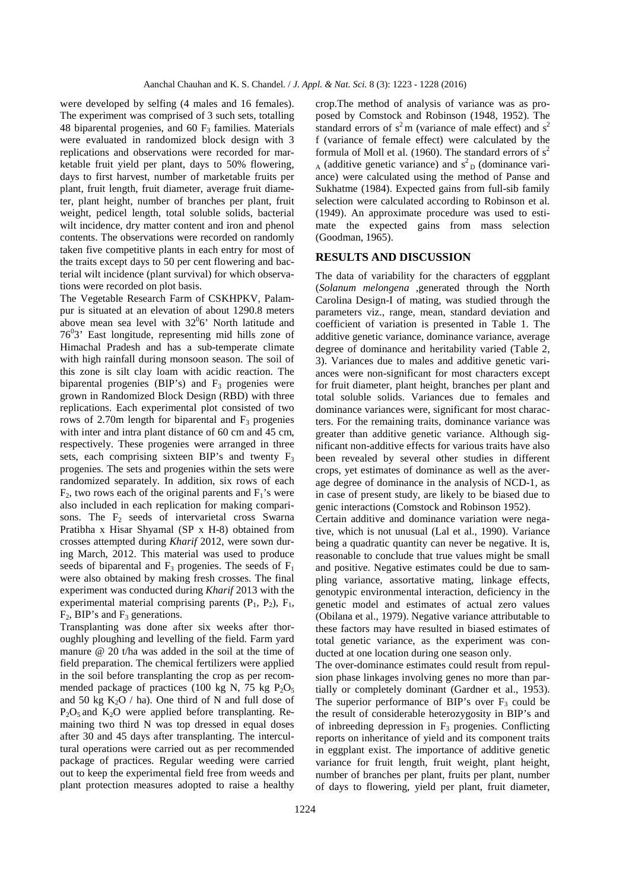were developed by selfing (4 males and 16 females). The experiment was comprised of 3 such sets, totalling 48 biparental progenies, and 60 $F_3$ families. Materials were evaluated in randomized block design with 3 replications and observations were recorded for marketable fruit yield per plant, days to 50% flowering, days to first harvest, number of marketable fruits per plant, fruit length, fruit diameter, average fruit diameter, plant height, number of branches per plant, fruit weight, pedicel length, total soluble solids, bacterial wilt incidence, dry matter content and iron and phenol contents. The observations were recorded on randomly taken five competitive plants in each entry for most of the traits except days to 50 per cent flowering and bacterial wilt incidence (plant survival) for which observations were recorded on plot basis.

The Vegetable Research Farm of CSKHPKV, Palampur is situated at an elevation of about 1290.8 meters above mean sea level with $32^0 6'$ North latitude and $76^0 3'$ East longitude, representing mid hills zone of Himachal Pradesh and has a sub-temperate climate with high rainfall during monsoon season. The soil of this zone is silt clay loam with acidic reaction. The biparental progenies (BIP's) and $F_3$ progenies were grown in Randomized Block Design (RBD) with three replications. Each experimental plot consisted of two rows of 2.70m length for biparental and $F_3$ progenies with inter and intra plant distance of 60 cm and 45 cm, respectively. These progenies were arranged in three sets, each comprising sixteen BIP's and twenty $F_3$ progenies. The sets and progenies within the sets were randomized separately. In addition, six rows of each $F_2$, two rows each of the original parents and $F_1$'s were also included in each replication for making comparisons. The $F_2$ seeds of intervarietal cross Swarna Pratibha x Hisar Shyamal (SP x H-8) obtained from crosses attempted during *Kharif* 2012, were sown during March, 2012. This material was used to produce seeds of biparental and $F_3$ progenies. The seeds of $F_1$ were also obtained by making fresh crosses. The final experiment was conducted during *Kharif* 2013 with the experimental material comprising parents ($P_1$, $P_2$), $F_1$, $F_2$, BIP's and $F_3$ generations.

Transplanting was done after six weeks after thoroughly ploughing and levelling of the field. Farm yard manure @ 20 t/ha was added in the soil at the time of field preparation. The chemical fertilizers were applied in the soil before transplanting the crop as per recommended package of practices (100 kg N, 75 kg $P_2O_5$ and 50 kg $K_2O$ / ha). One third of N and full dose of $P_2O_5$ and $K_2O$ were applied before transplanting. Remaining two third N was top dressed in equal doses after 30 and 45 days after transplanting. The intercultural operations were carried out as per recommended package of practices. Regular weeding were carried out to keep the experimental field free from weeds and plant protection measures adopted to raise a healthy crop.The method of analysis of variance was as proposed by Comstock and Robinson (1948, 1952). The standard errors of $s^2 m$ (variance of male effect) and $s^2 f$ (variance of female effect) were calculated by the formula of Moll et al. (1960). The standard errors of $s^2_A$ (additive genetic variance) and $s^2_D$ (dominance variance) were calculated using the method of Panse and Sukhatme (1984). Expected gains from full-sib family selection were calculated according to Robinson et al. (1949). An approximate procedure was used to estimate the expected gains from mass selection (Goodman, 1965).

## RESULTS AND DISCUSSION

The data of variability for the characters of eggplant (*Solanum melongena* ,generated through the North Carolina Design-I of mating, was studied through the parameters viz., range, mean, standard deviation and coefficient of variation is presented in Table 1. The additive genetic variance, dominance variance, average degree of dominance and heritability varied (Table 2, 3). Variances due to males and additive genetic variances were non-significant for most characters except for fruit diameter, plant height, branches per plant and total soluble solids. Variances due to females and dominance variances were, significant for most characters. For the remaining traits, dominance variance was greater than additive genetic variance. Although significant non-additive effects for various traits have also been revealed by several other studies in different crops, yet estimates of dominance as well as the average degree of dominance in the analysis of NCD-1, as in case of present study, are likely to be biased due to genic interactions (Comstock and Robinson 1952).

Certain additive and dominance variation were negative, which is not unusual (Lal et al., 1990). Variance being a quadratic quantity can never be negative. It is, reasonable to conclude that true values might be small and positive. Negative estimates could be due to sampling variance, assortative mating, linkage effects, genotypic environmental interaction, deficiency in the genetic model and estimates of actual zero values (Obilana et al., 1979). Negative variance attributable to these factors may have resulted in biased estimates of total genetic variance, as the experiment was conducted at one location during one season only.

The over-dominance estimates could result from repulsion phase linkages involving genes no more than partially or completely dominant (Gardner et al., 1953). The superior performance of BIP's over $F_3$ could be the result of considerable heterozygosity in BIP's and of inbreeding depression in $F_3$ progenies. Conflicting reports on inheritance of yield and its component traits in eggplant exist. The importance of additive genetic variance for fruit length, fruit weight, plant height, number of branches per plant, fruits per plant, number of days to flowering, yield per plant, fruit diameter,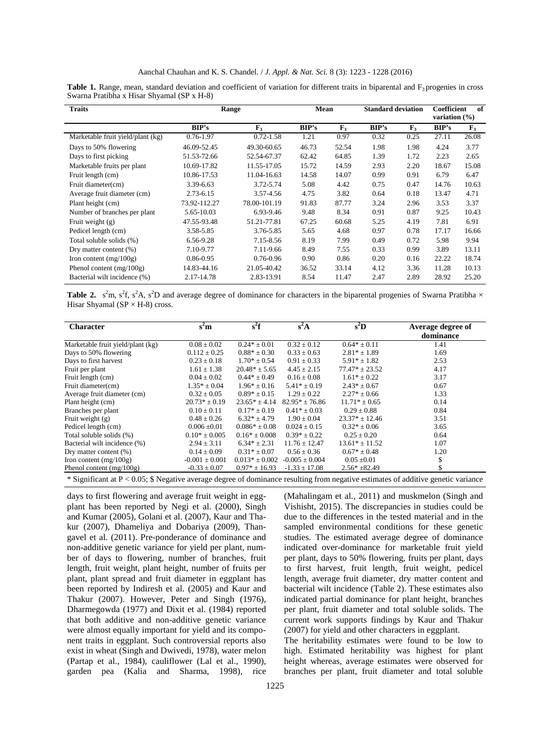**Table 1.** Range, mean, standard deviation and coefficient of variation for different traits in biparental and $F_3$ progenies in cross Swarna Pratibha x Hisar Shyamal (SP x H-8)

| Traits | Range | | Mean | | Standard deviation | | Coefficient of variation (%) | |
|---|---|---|---|---|---|---|---|---|
| | BIP's | $F_3$ | BIP's | $F_3$ | BIP's | $F_3$ | BIP's | $F_3$ |
| Marketable fruit yield/plant (kg) | 0.76-1.97 | 0.72-1.58 | 1.21 | 0.97 | 0.32 | 0.25 | 27.11 | 26.08 |
| Days to 50% flowering | 46.09-52.45 | 49.30-60.65 | 46.73 | 52.54 | 1.98 | 1.98 | 4.24 | 3.77 |
| Days to first picking | 51.53-72.66 | 52.54-67.37 | 62.42 | 64.85 | 1.39 | 1.72 | 2.23 | 2.65 |
| Marketable fruits per plant | 10.69-17.82 | 11.55-17.05 | 15.72 | 14.59 | 2.93 | 2.20 | 18.67 | 15.08 |
| Fruit length (cm) | 10.86-17.53 | 11.04-16.63 | 14.58 | 14.07 | 0.99 | 0.91 | 6.79 | 6.47 |
| Fruit diameter(cm) | 3.39-6.63 | 3.72-5.74 | 5.08 | 4.42 | 0.75 | 0.47 | 14.76 | 10.63 |
| Average fruit diameter (cm) | 2.73-6.15 | 3.57-4.56 | 4.75 | 3.82 | 0.64 | 0.18 | 13.47 | 4.71 |
| Plant height (cm) | 73.92-112.27 | 78.00-101.19 | 91.83 | 87.77 | 3.24 | 2.96 | 3.53 | 3.37 |
| Number of branches per plant | 5.65-10.03 | 6.93-9.46 | 9.48 | 8.34 | 0.91 | 0.87 | 9.25 | 10.43 |
| Fruit weight (g) | 47.55-93.48 | 51.21-77.81 | 67.25 | 60.68 | 5.25 | 4.19 | 7.81 | 6.91 |
| Pedicel length (cm) | 3.58-5.85 | 3.76-5.85 | 5.65 | 4.68 | 0.97 | 0.78 | 17.17 | 16.66 |
| Total soluble solids (%) | 6.56-9.28 | 7.15-8.56 | 8.19 | 7.99 | 0.49 | 0.72 | 5.98 | 9.94 |
| Dry matter content (%) | 7.10-9.77 | 7.11-9.66 | 8.49 | 7.55 | 0.33 | 0.99 | 3.89 | 13.11 |
| Iron content (mg/100g) | 0.86-0.95 | 0.76-0.96 | 0.90 | 0.86 | 0.20 | 0.16 | 22.22 | 18.74 |
| Phenol content (mg/100g) | 14.83-44.16 | 21.05-40.42 | 36.52 | 33.14 | 4.12 | 3.36 | 11.28 | 10.13 |
| Bacterial wilt incidence (%) | 2.17-14.78 | 2.83-13.91 | 8.54 | 11.47 | 2.47 | 2.89 | 28.92 | 25.20 |

**Table 2.** $s^2m$, $s^2f$, $s^2A$, $s^2D$ and average degree of dominance for characters in the biparental progenies of Swarna Pratibha × Hisar Shyamal (SP × H-8) cross.

| Character | $s^2m$ | $s^2f$ | $s^2A$ | $s^2D$ | Average degree of dominance |
|---|---|---|---|---|---|
| Marketable fruit yield/plant (kg) | 0.08 ± 0.02 | 0.24* ± 0.01 | 0.32 ± 0.12 | 0.64* ± 0.11 | 1.41 |
| Days to 50% flowering | 0.112 ± 0.25 | 0.88* ± 0.30 | 0.33 ± 0.63 | 2.81* ± 1.89 | 1.69 |
| Days to first harvest | 0.23 ± 0.18 | 1.70* ± 0.54 | 0.91 ± 0.33 | 5.91* ± 1.82 | 2.53 |
| Fruit per plant | 1.61 ± 1.38 | 20.48* ± 5.65 | 4.45 ± 2.15 | 77.47* ± 23.52 | 4.17 |
| Fruit length (cm) | 0.04 ± 0.02 | 0.44* ± 0.49 | 0.16 ± 0.08 | 1.61* ± 0.22 | 3.17 |
| Fruit diameter(cm) | 1.35* ± 0.04 | 1.96* ± 0.16 | 5.41* ± 0.19 | 2.43* ± 0.67 | 0.67 |
| Average fruit diameter (cm) | 0.32 ± 0.05 | 0.89* ± 0.15 | 1.29 ± 0.22 | 2.27* ± 0.66 | 1.33 |
| Plant height (cm) | 20.73* ± 0.19 | 23.65* ± 4.14 | 82.95* ± 76.86 | 11.71* ± 0.65 | 0.14 |
| Branches per plant | 0.10 ± 0.11 | 0.17* ± 0.19 | 0.41* ± 0.03 | 0.29 ± 0.88 | 0.84 |
| Fruit weight (g) | 0.48 ± 0.26 | 6.32* ± 4.79 | 1.90 ± 0.04 | 23.37* ± 12.46 | 3.51 |
| Pedicel length (cm) | 0.006 ±0.01 | 0.086* ± 0.08 | 0.024 ± 0.15 | 0.32* ± 0.06 | 3.65 |
| Total soluble solids (%) | 0.10* ± 0.005 | 0.16* ± 0.008 | 0.39* ± 0.22 | 0.25 ± 0.20 | 0.64 |
| Bacterial wilt incidence (%) | 2.94 ± 3.11 | 6.34* ± 2.31 | 11.76 ± 12.47 | 13.61* ± 11.52 | 1.07 |
| Dry matter content (%) | 0.14 ± 0.09 | 0.31* ± 0.07 | 0.56 ± 0.36 | 0.67* ± 0.48 | 1.20 |
| Iron content (mg/100g) | -0.001 ± 0.001 | 0.013* ± 0.002 | -0.005 ± 0.004 | 0.05 ±0.01 | $ |
| Phenol content (mg/100g) | -0.33 ± 0.07 | 0.97* ± 16.93 | -1.33 ± 17.08 | 2.56* ±82.49 | $ |

* Significant at $P < 0.05$; $ Negative average degree of dominance resulting from negative estimates of additive genetic variance

days to first flowering and average fruit weight in eggplant has been reported by Negi et al. (2000), Singh and Kumar (2005), Golani et al. (2007), Kaur and Thakur (2007), Dhameliya and Dobariya (2009), Thangavel et al. (2011). Pre-ponderance of dominance and non-additive genetic variance for yield per plant, number of days to flowering, number of branches, fruit length, fruit weight, plant height, number of fruits per plant, plant spread and fruit diameter in eggplant has been reported by Indiresh et al. (2005) and Kaur and Thakur (2007). However, Peter and Singh (1976), Dharmegowda (1977) and Dixit et al. (1984) reported that both additive and non-additive genetic variance were almost equally important for yield and its component traits in eggplant. Such controversial reports also exist in wheat (Singh and Dwivedi, 1978), water melon (Partap et al., 1984), cauliflower (Lal et al., 1990), garden pea (Kalia and Sharma, 1998), rice (Mahalingam et al., 2011) and muskmelon (Singh and Vishisht, 2015). The discrepancies in studies could be due to the differences in the tested material and in the sampled environmental conditions for these genetic studies. The estimated average degree of dominance indicated over-dominance for marketable fruit yield per plant, days to 50% flowering, fruits per plant, days to first harvest, fruit length, fruit weight, pedicel length, average fruit diameter, dry matter content and bacterial wilt incidence (Table 2). These estimates also indicated partial dominance for plant height, branches per plant, fruit diameter and total soluble solids. The current work supports findings by Kaur and Thakur (2007) for yield and other characters in eggplant.

The heritability estimates were found to be low to high. Estimated heritability was highest for plant height whereas, average estimates were observed for branches per plant, fruit diameter and total soluble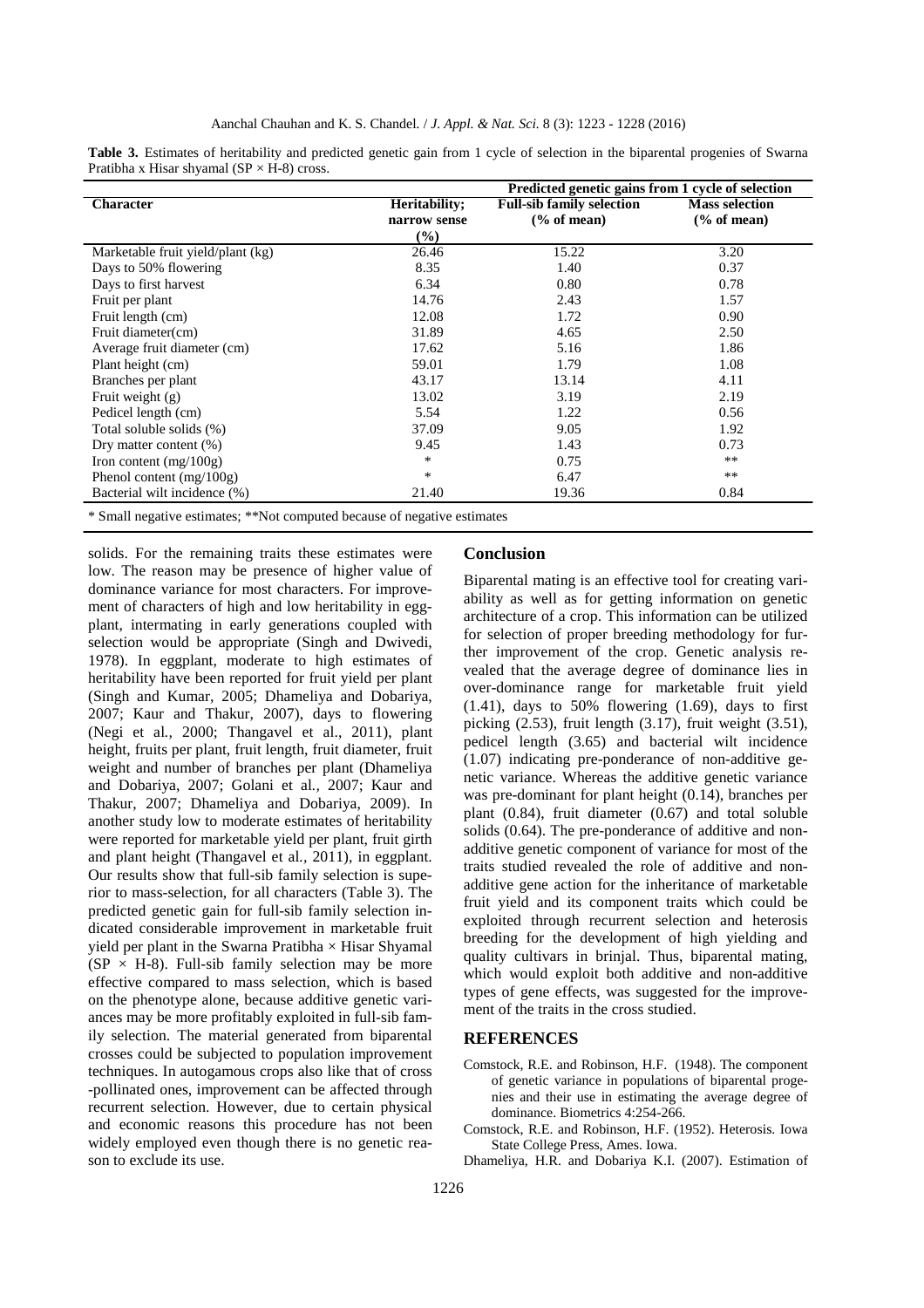**Table 3.** Estimates of heritability and predicted genetic gain from 1 cycle of selection in the biparental progenies of Swarna Pratibha x Hisar shyamal (SP × H-8) cross.

| Character | Heritability; narrow sense (%) | Predicted genetic gains from 1 cycle of selection | |
|---|---|---|---|
| | | Full-sib family selection (% of mean) | Mass selection (% of mean) |
| Marketable fruit yield/plant (kg) | 26.46 | 15.22 | 3.20 |
| Days to 50% flowering | 8.35 | 1.40 | 0.37 |
| Days to first harvest | 6.34 | 0.80 | 0.78 |
| Fruit per plant | 14.76 | 2.43 | 1.57 |
| Fruit length (cm) | 12.08 | 1.72 | 0.90 |
| Fruit diameter(cm) | 31.89 | 4.65 | 2.50 |
| Average fruit diameter (cm) | 17.62 | 5.16 | 1.86 |
| Plant height (cm) | 59.01 | 1.79 | 1.08 |
| Branches per plant | 43.17 | 13.14 | 4.11 |
| Fruit weight (g) | 13.02 | 3.19 | 2.19 |
| Pedicel length (cm) | 5.54 | 1.22 | 0.56 |
| Total soluble solids (%) | 37.09 | 9.05 | 1.92 |
| Dry matter content (%) | 9.45 | 1.43 | 0.73 |
| Iron content (mg/100g) | * | 0.75 | ** |
| Phenol content (mg/100g) | * | 6.47 | ** |
| Bacterial wilt incidence (%) | 21.40 | 19.36 | 0.84 |

\* Small negative estimates; **Not computed because of negative estimates

solids. For the remaining traits these estimates were low. The reason may be presence of higher value of dominance variance for most characters. For improvement of characters of high and low heritability in eggplant, intermating in early generations coupled with selection would be appropriate (Singh and Dwivedi, 1978). In eggplant, moderate to high estimates of heritability have been reported for fruit yield per plant (Singh and Kumar, 2005; Dhameliya and Dobariya, 2007; Kaur and Thakur, 2007), days to flowering (Negi et al., 2000; Thangavel et al., 2011), plant height, fruits per plant, fruit length, fruit diameter, fruit weight and number of branches per plant (Dhameliya and Dobariya, 2007; Golani et al., 2007; Kaur and Thakur, 2007; Dhameliya and Dobariya, 2009). In another study low to moderate estimates of heritability were reported for marketable yield per plant, fruit girth and plant height (Thangavel et al., 2011), in eggplant. Our results show that full-sib family selection is superior to mass-selection, for all characters (Table 3). The predicted genetic gain for full-sib family selection indicated considerable improvement in marketable fruit yield per plant in the Swarna Pratibha × Hisar Shyamal (SP × H-8). Full-sib family selection may be more effective compared to mass selection, which is based on the phenotype alone, because additive genetic variances may be more profitably exploited in full-sib family selection. The material generated from biparental crosses could be subjected to population improvement techniques. In autogamous crops also like that of cross-pollinated ones, improvement can be affected through recurrent selection. However, due to certain physical and economic reasons this procedure has not been widely employed even though there is no genetic reason to exclude its use.

## Conclusion

Biparental mating is an effective tool for creating variability as well as for getting information on genetic architecture of a crop. This information can be utilized for selection of proper breeding methodology for further improvement of the crop. Genetic analysis revealed that the average degree of dominance lies in over-dominance range for marketable fruit yield (1.41), days to 50% flowering (1.69), days to first picking (2.53), fruit length (3.17), fruit weight (3.51), pedicel length (3.65) and bacterial wilt incidence (1.07) indicating pre-ponderance of non-additive genetic variance. Whereas the additive genetic variance was pre-dominant for plant height (0.14), branches per plant (0.84), fruit diameter (0.67) and total soluble solids (0.64). The pre-ponderance of additive and non-additive genetic component of variance for most of the traits studied revealed the role of additive and non-additive gene action for the inheritance of marketable fruit yield and its component traits which could be exploited through recurrent selection and heterosis breeding for the development of high yielding and quality cultivars in brinjal. Thus, biparental mating, which would exploit both additive and non-additive types of gene effects, was suggested for the improvement of the traits in the cross studied.

## REFERENCES

Comstock, R.E. and Robinson, H.F. (1948). The component of genetic variance in populations of biparental progenies and their use in estimating the average degree of dominance. Biometrics 4:254-266.

Comstock, R.E. and Robinson, H.F. (1952). Heterosis. Iowa State College Press, Ames. Iowa.

Dhameliya, H.R. and Dobariya K.I. (2007). Estimation of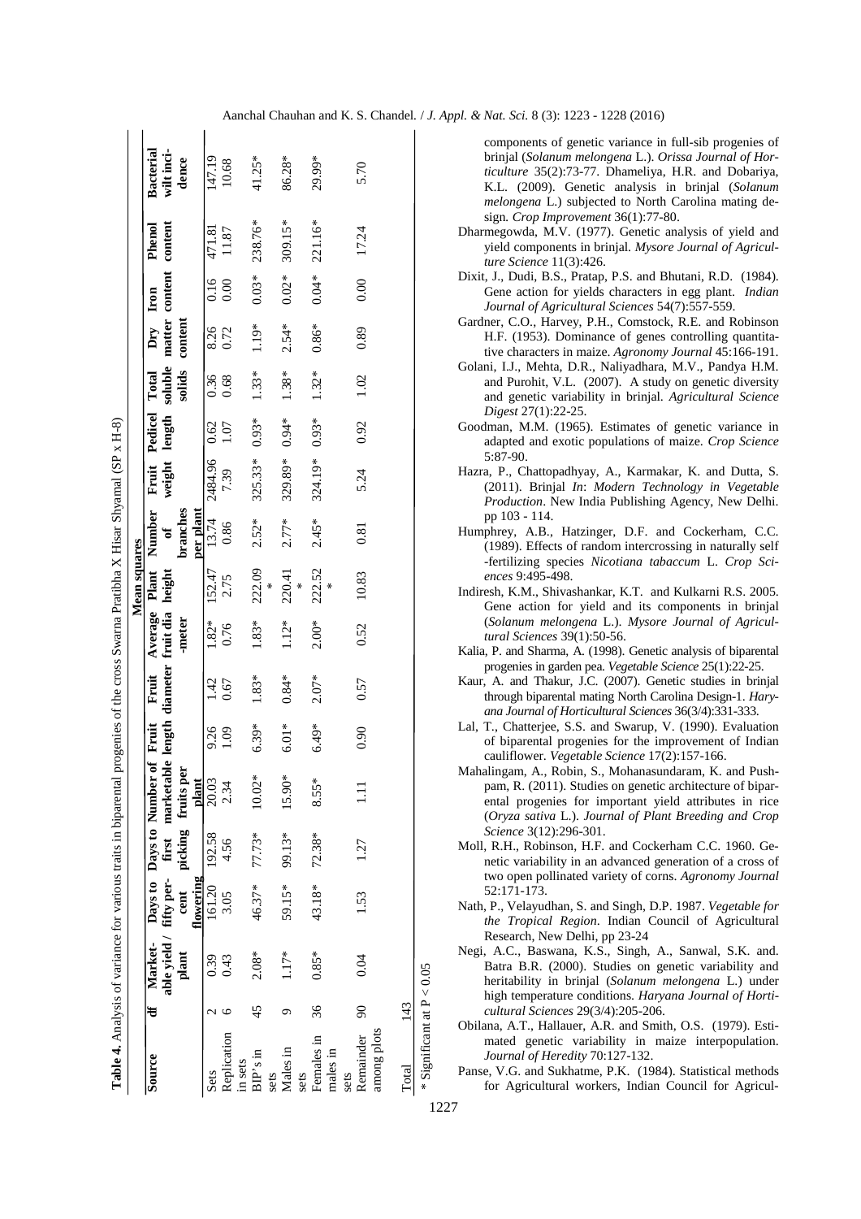**Table 4.** Analysis of variance for various traits in biparental progenies of the cross Swarna Pratibha X Hisar Shyamal (SP x H-8)

| Source | df | Mean squares | | | | | | | | | | | | | | | |
|---|---|---|---|---|---|---|---|---|---|---|---|---|---|---|---|---|---|
| | | Marketable yield / plant | Days to fifty per-cent flowering | Days to first picking | Number of marketable fruits per plant | Fruit length | Fruit diameter | Average fruit dia-meter | Plant height | Number of branches per plant | Fruit weight | Pedicel length | Total soluble solids | Dry matter content | Iron content | Phenol content | Bacterial wilt inci-dence |
| Sets | 2 | 0.39 | 161.20 | 192.58 | 20.03 | 9.26 | 1.42 | 1.82* | 152.47 | 13.74 | 2484.96 | 0.62 | 0.36 | 8.26 | 0.16 | 471.81 | 147.19 |
| Replication in sets | 6 | 0.43 | 3.05 | 4.56 | 2.34 | 1.09 | 0.67 | 0.76 | 2.75 | 0.86 | 7.39 | 1.07 | 0.68 | 0.72 | 0.00 | 11.87 | 10.68 |
| BIP's in sets | 45 | 2.08* | 46.37* | 77.73* | 10.02* | 6.39* | 1.83* | 1.83* | 222.09* | 2.52* | 325.33* | 0.93* | 1.33* | 1.19* | 0.03* | 238.76* | 41.25* |
| Males in sets | 9 | 1.17* | 59.15* | 99.13* | 15.90* | 6.01* | 0.84* | 1.12* | 220.41* | 2.77* | 329.89* | 0.94* | 1.38* | 2.54* | 0.02* | 309.15* | 86.28* |
| Females in males in sets | 36 | 0.85* | 43.18* | 72.38* | 8.55* | 6.49* | 2.07* | 2.00* | 222.52* | 2.45* | 324.19* | 0.93* | 1.32* | 0.86* | 0.04* | 221.16* | 29.99* |
| Remainder among plots | 90 | 0.04 | 1.53 | 1.27 | 1.11 | 0.90 | 0.57 | 0.52 | 10.83 | 0.81 | 5.24 | 0.92 | 1.02 | 0.89 | 0.00 | 17.24 | 5.70 |
| Total | 143 | | | | | | | | | | | | | | | | |

* Significant at $P < 0.05$

components of genetic variance in full-sib progenies of brinjal (*Solanum melongena* L.). *Orissa Journal of Horticulture* 35(2):73-77. Dhameliya, H.R. and Dobariya, K.L. (2009). Genetic analysis in brinjal (*Solanum melongena* L.) subjected to North Carolina mating design. *Crop Improvement* 36(1):77-80.

Dharmegowda, M.V. (1977). Genetic analysis of yield and yield components in brinjal. *Mysore Journal of Agriculture Science* 11(3):426.

Dixit, J., Dudi, B.S., Pratap, P.S. and Bhutani, R.D. (1984). Gene action for yields characters in egg plant. *Indian Journal of Agricultural Sciences* 54(7):557-559.

Gardner, C.O., Harvey, P.H., Comstock, R.E. and Robinson H.F. (1953). Dominance of genes controlling quantitative characters in maize. *Agronomy Journal* 45:166-191.

Golani, I.J., Mehta, D.R., Naliyadhara, M.V., Pandya H.M. and Purohit, V.L. (2007). A study on genetic diversity and genetic variability in brinjal. *Agricultural Science Digest* 27(1):22-25.

Goodman, M.M. (1965). Estimates of genetic variance in adapted and exotic populations of maize. *Crop Science* 5:87-90.

Hazra, P., Chattopadhyay, A., Karmakar, K. and Dutta, S. (2011). Brinjal *In*: *Modern Technology in Vegetable Production*. New India Publishing Agency, New Delhi. pp 103 - 114.

Humphrey, A.B., Hatzinger, D.F. and Cockerham, C.C. (1989). Effects of random intercrossing in naturally self -fertilizing species *Nicotiana tabaccum* L. *Crop Sciences* 9:495-498.

Indiresh, K.M., Shivashankar, K.T. and Kulkarni R.S. 2005. Gene action for yield and its components in brinjal (*Solanum melongena* L.). *Mysore Journal of Agricultural Sciences* 39(1):50-56.

Kalia, P. and Sharma, A. (1998). Genetic analysis of biparental progenies in garden pea. *Vegetable Science* 25(1):22-25.

Kaur, A. and Thakur, J.C. (2007). Genetic studies in brinjal through biparental mating North Carolina Design-1. *Haryana Journal of Horticultural Sciences* 36(3/4):331-333.

Lal, T., Chatterjee, S.S. and Swarup, V. (1990). Evaluation of biparental progenies for the improvement of Indian cauliflower. *Vegetable Science* 17(2):157-166.

Mahalingam, A., Robin, S., Mohanasundaram, K. and Pushpam, R. (2011). Studies on genetic architecture of biparental progenies for important yield attributes in rice (*Oryza sativa* L.). *Journal of Plant Breeding and Crop Science* 3(12):296-301.

Moll, R.H., Robinson, H.F. and Cockerham C.C. 1960. Genetic variability in an advanced generation of a cross of two open pollinated variety of corns. *Agronomy Journal* 52:171-173.

Nath, P., Velayudhan, S. and Singh, D.P. 1987. *Vegetable for the Tropical Region*. Indian Council of Agricultural Research, New Delhi, pp 23-24

Negi, A.C., Baswana, K.S., Singh, A., Sanwal, S.K. and. Batra B.R. (2000). Studies on genetic variability and heritability in brinjal (*Solanum melongena* L.) under high temperature conditions. *Haryana Journal of Horticultural Sciences* 29(3/4):205-206.

Obilana, A.T., Hallauer, A.R. and Smith, O.S. (1979). Estimated genetic variability in maize interpopulation. *Journal of Heredity* 70:127-132.

Panse, V.G. and Sukhatme, P.K. (1984). Statistical methods for Agricultural workers, Indian Council for Agricul-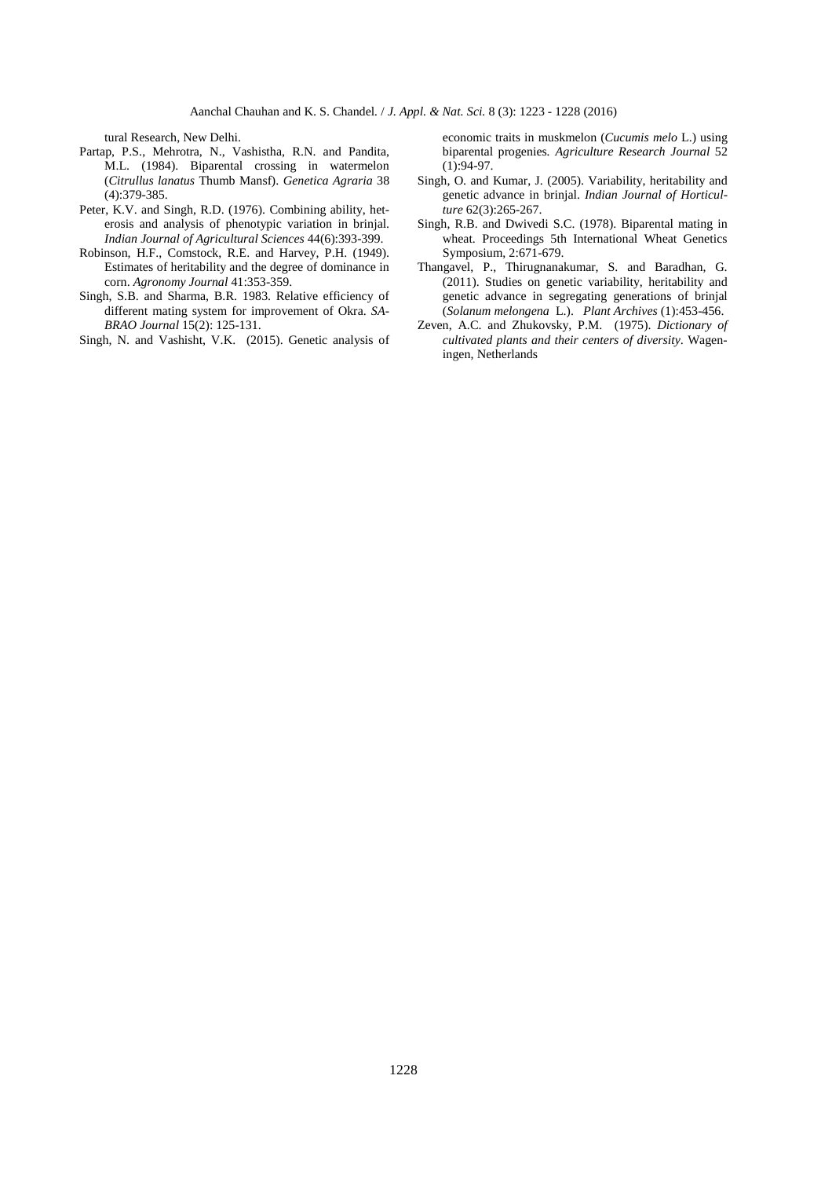tural Research, New Delhi.

Partap, P.S., Mehrotra, N., Vashistha, R.N. and Pandita, M.L. (1984). Biparental crossing in watermelon (*Citrullus lanatus* Thumb Mansf). *Genetica Agraria* 38 (4):379-385.

Peter, K.V. and Singh, R.D. (1976). Combining ability, heterosis and analysis of phenotypic variation in brinjal. *Indian Journal of Agricultural Sciences* 44(6):393-399.

Robinson, H.F., Comstock, R.E. and Harvey, P.H. (1949). Estimates of heritability and the degree of dominance in corn. *Agronomy Journal* 41:353-359.

Singh, S.B. and Sharma, B.R. 1983. Relative efficiency of different mating system for improvement of Okra. *SABRAO Journal* 15(2): 125-131.

Singh, N. and Vashisht, V.K. (2015). Genetic analysis of economic traits in muskmelon (*Cucumis melo* L.) using biparental progenies. *Agriculture Research Journal* 52 (1):94-97.

Singh, O. and Kumar, J. (2005). Variability, heritability and genetic advance in brinjal. *Indian Journal of Horticulture* 62(3):265-267.

Singh, R.B. and Dwivedi S.C. (1978). Biparental mating in wheat. Proceedings 5th International Wheat Genetics Symposium, 2:671-679.

Thangavel, P., Thirugnanakumar, S. and Baradhan, G. (2011). Studies on genetic variability, heritability and genetic advance in segregating generations of brinjal (*Solanum melongena* L.). *Plant Archives* (1):453-456.

Zeven, A.C. and Zhukovsky, P.M. (1975). *Dictionary of cultivated plants and their centers of diversity*. Wageningen, Netherlands